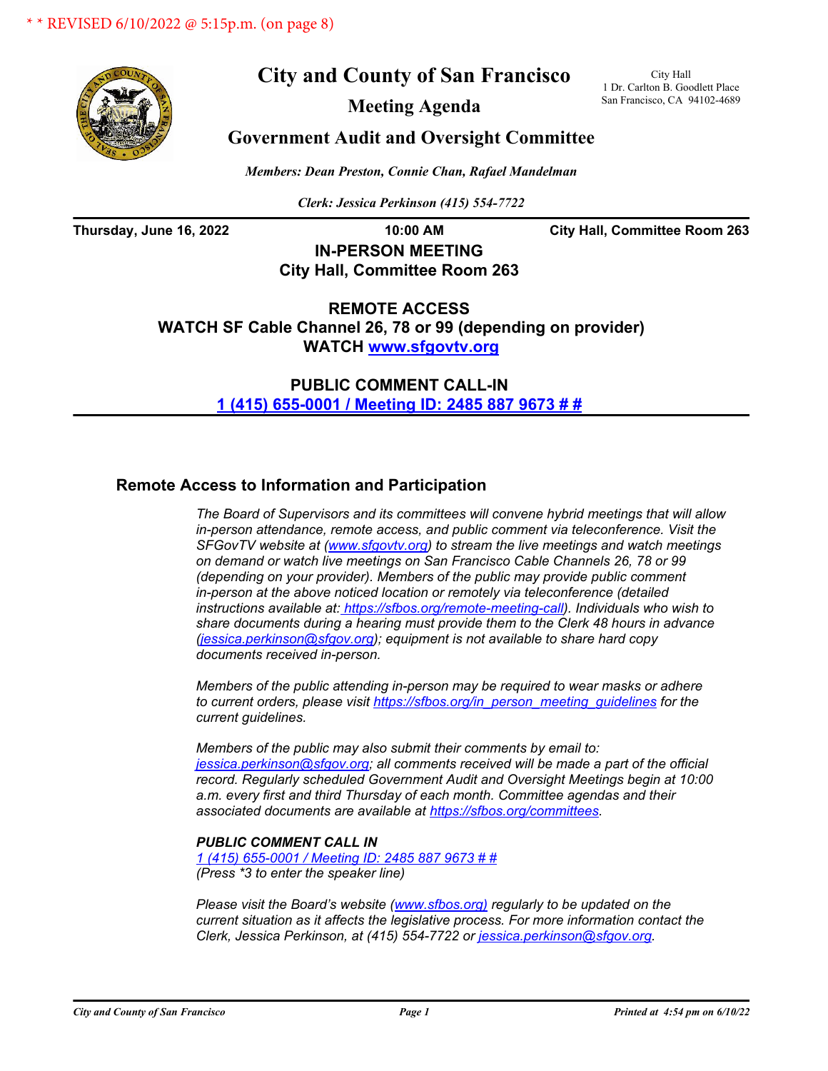\* \* REVISED 6/10/2022 @ 5:15p.m. (on page 8)

# City and County of San Francisco

## Meeting Agenda

## Government Audit and Oversight Committee

City Hall
1 Dr. Carlton B. Goodlett Place
San Francisco, CA 94102-4689

*Members: Dean Preston, Connie Chan, Rafael Mandelman*

*Clerk: Jessica Perkinson (415) 554-7722*

**Thursday, June 16, 2022** **10:00 AM** **City Hall, Committee Room 263**

**IN-PERSON MEETING**
**City Hall, Committee Room 263**

**REMOTE ACCESS**
**WATCH SF Cable Channel 26, 78 or 99 (depending on provider)**
**WATCH www.sfgovtv.org**

**PUBLIC COMMENT CALL-IN**
**1 (415) 655-0001 / Meeting ID: 2485 887 9673 # #**

### Remote Access to Information and Participation

*The Board of Supervisors and its committees will convene hybrid meetings that will allow in-person attendance, remote access, and public comment via teleconference. Visit the SFGovTV website at (www.sfgovtv.org) to stream the live meetings and watch meetings on demand or watch live meetings on San Francisco Cable Channels 26, 78 or 99 (depending on your provider). Members of the public may provide public comment in-person at the above noticed location or remotely via teleconference (detailed instructions available at: https://sfbos.org/remote-meeting-call). Individuals who wish to share documents during a hearing must provide them to the Clerk 48 hours in advance (jessica.perkinson@sfgov.org); equipment is not available to share hard copy documents received in-person.*

*Members of the public attending in-person may be required to wear masks or adhere to current orders, please visit https://sfbos.org/in_person_meeting_guidelines for the current guidelines.*

*Members of the public may also submit their comments by email to: jessica.perkinson@sfgov.org; all comments received will be made a part of the official record. Regularly scheduled Government Audit and Oversight Meetings begin at 10:00 a.m. every first and third Thursday of each month. Committee agendas and their associated documents are available at https://sfbos.org/committees.*

***PUBLIC COMMENT CALL IN***
*1 (415) 655-0001 / Meeting ID: 2485 887 9673 # #*
*(Press \*3 to enter the speaker line)*

*Please visit the Board's website (www.sfbos.org) regularly to be updated on the current situation as it affects the legislative process. For more information contact the Clerk, Jessica Perkinson, at (415) 554-7722 or jessica.perkinson@sfgov.org.*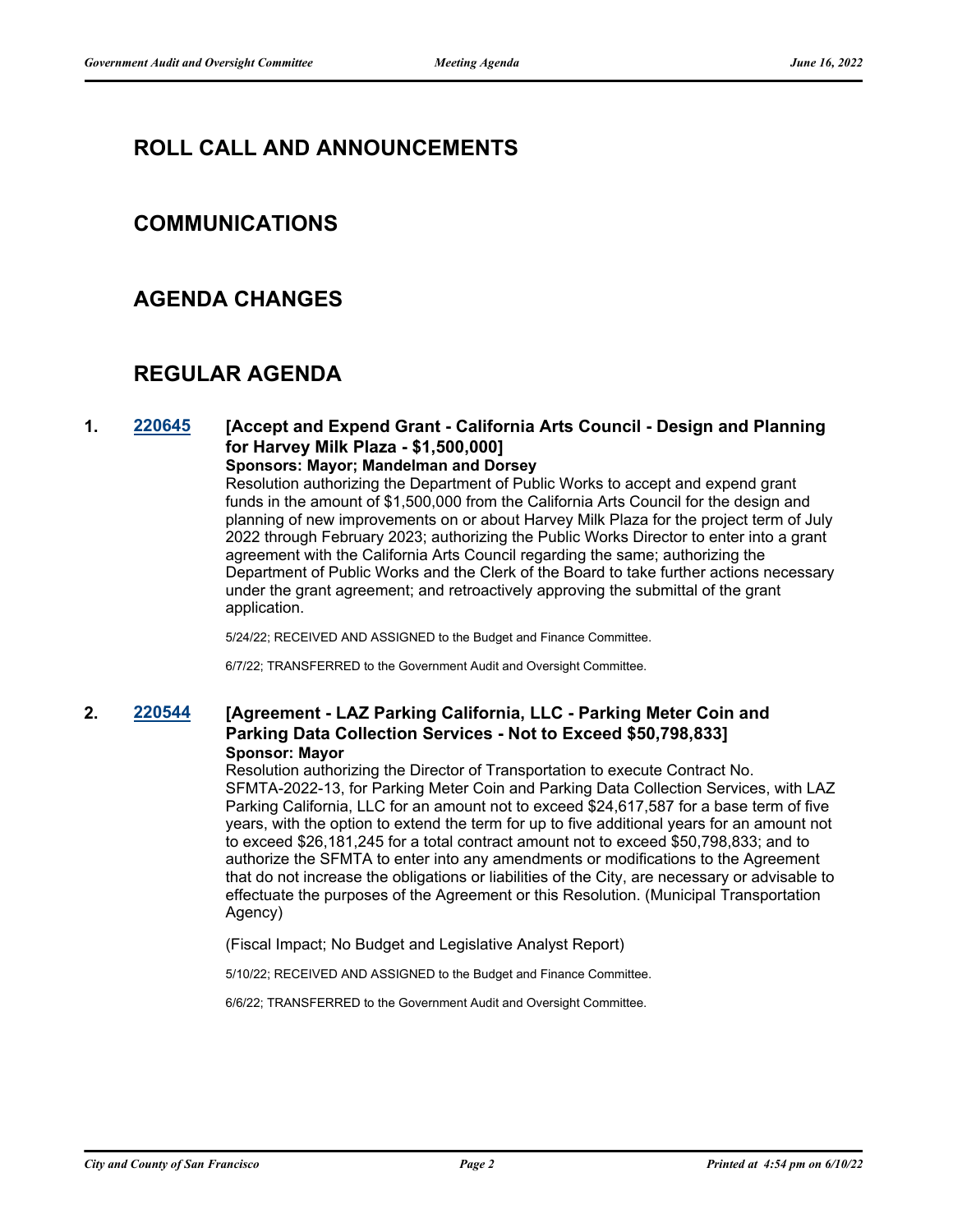## ROLL CALL AND ANNOUNCEMENTS

## COMMUNICATIONS

## AGENDA CHANGES

## REGULAR AGENDA

**1. 220645 [Accept and Expend Grant - California Arts Council - Design and Planning for Harvey Milk Plaza - $1,500,000]**

**Sponsors: Mayor; Mandelman and Dorsey**

Resolution authorizing the Department of Public Works to accept and expend grant funds in the amount of $1,500,000 from the California Arts Council for the design and planning of new improvements on or about Harvey Milk Plaza for the project term of July 2022 through February 2023; authorizing the Public Works Director to enter into a grant agreement with the California Arts Council regarding the same; authorizing the Department of Public Works and the Clerk of the Board to take further actions necessary under the grant agreement; and retroactively approving the submittal of the grant application.

5/24/22; RECEIVED AND ASSIGNED to the Budget and Finance Committee.

6/7/22; TRANSFERRED to the Government Audit and Oversight Committee.

**2. 220544 [Agreement - LAZ Parking California, LLC - Parking Meter Coin and Parking Data Collection Services - Not to Exceed $50,798,833]**

**Sponsor: Mayor**

Resolution authorizing the Director of Transportation to execute Contract No. SFMTA-2022-13, for Parking Meter Coin and Parking Data Collection Services, with LAZ Parking California, LLC for an amount not to exceed $24,617,587 for a base term of five years, with the option to extend the term for up to five additional years for an amount not to exceed $26,181,245 for a total contract amount not to exceed $50,798,833; and to authorize the SFMTA to enter into any amendments or modifications to the Agreement that do not increase the obligations or liabilities of the City, are necessary or advisable to effectuate the purposes of the Agreement or this Resolution. (Municipal Transportation Agency)

(Fiscal Impact; No Budget and Legislative Analyst Report)

5/10/22; RECEIVED AND ASSIGNED to the Budget and Finance Committee.

6/6/22; TRANSFERRED to the Government Audit and Oversight Committee.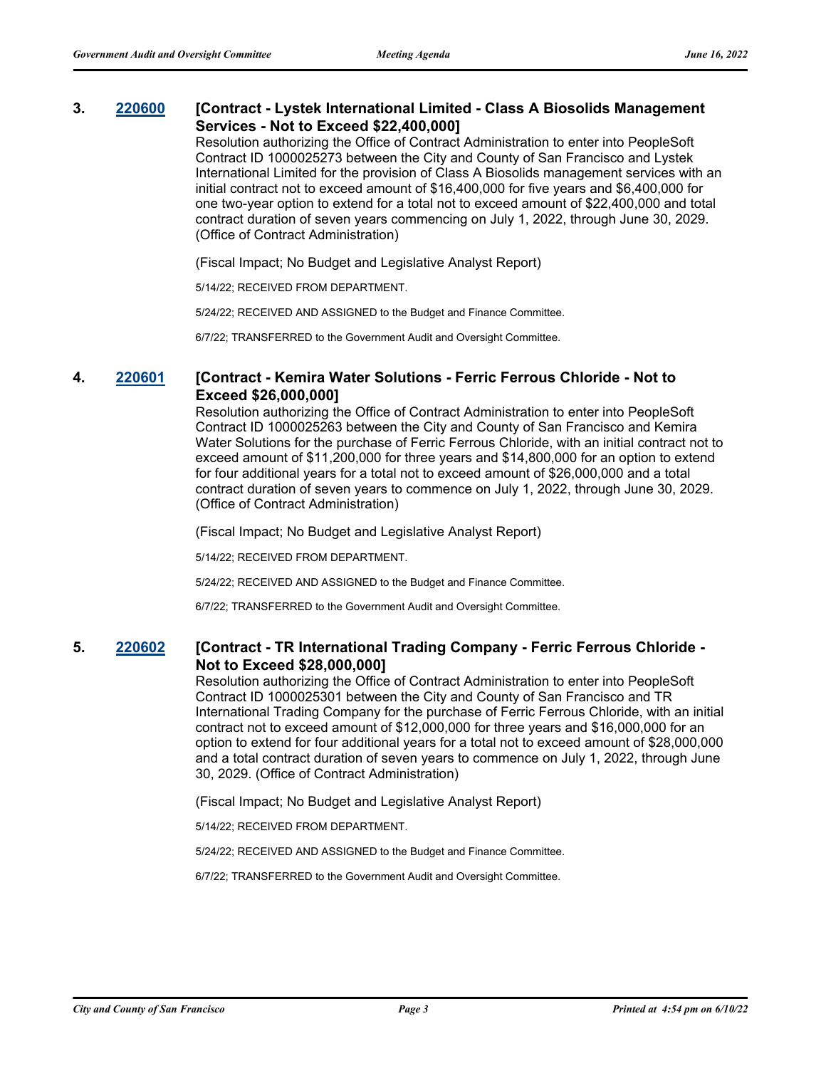### 3. 220600 [Contract - Lystek International Limited - Class A Biosolids Management Services - Not to Exceed $22,400,000]

Resolution authorizing the Office of Contract Administration to enter into PeopleSoft Contract ID 1000025273 between the City and County of San Francisco and Lystek International Limited for the provision of Class A Biosolids management services with an initial contract not to exceed amount of $16,400,000 for five years and $6,400,000 for one two-year option to extend for a total not to exceed amount of $22,400,000 and total contract duration of seven years commencing on July 1, 2022, through June 30, 2029. (Office of Contract Administration)

(Fiscal Impact; No Budget and Legislative Analyst Report)

5/14/22; RECEIVED FROM DEPARTMENT.

5/24/22; RECEIVED AND ASSIGNED to the Budget and Finance Committee.

6/7/22; TRANSFERRED to the Government Audit and Oversight Committee.

### 4. 220601 [Contract - Kemira Water Solutions - Ferric Ferrous Chloride - Not to Exceed $26,000,000]

Resolution authorizing the Office of Contract Administration to enter into PeopleSoft Contract ID 1000025263 between the City and County of San Francisco and Kemira Water Solutions for the purchase of Ferric Ferrous Chloride, with an initial contract not to exceed amount of $11,200,000 for three years and $14,800,000 for an option to extend for four additional years for a total not to exceed amount of $26,000,000 and a total contract duration of seven years to commence on July 1, 2022, through June 30, 2029. (Office of Contract Administration)

(Fiscal Impact; No Budget and Legislative Analyst Report)

5/14/22; RECEIVED FROM DEPARTMENT.

5/24/22; RECEIVED AND ASSIGNED to the Budget and Finance Committee.

6/7/22; TRANSFERRED to the Government Audit and Oversight Committee.

### 5. 220602 [Contract - TR International Trading Company - Ferric Ferrous Chloride - Not to Exceed $28,000,000]

Resolution authorizing the Office of Contract Administration to enter into PeopleSoft Contract ID 1000025301 between the City and County of San Francisco and TR International Trading Company for the purchase of Ferric Ferrous Chloride, with an initial contract not to exceed amount of $12,000,000 for three years and $16,000,000 for an option to extend for four additional years for a total not to exceed amount of $28,000,000 and a total contract duration of seven years to commence on July 1, 2022, through June 30, 2029. (Office of Contract Administration)

(Fiscal Impact; No Budget and Legislative Analyst Report)

5/14/22; RECEIVED FROM DEPARTMENT.

5/24/22; RECEIVED AND ASSIGNED to the Budget and Finance Committee.

6/7/22; TRANSFERRED to the Government Audit and Oversight Committee.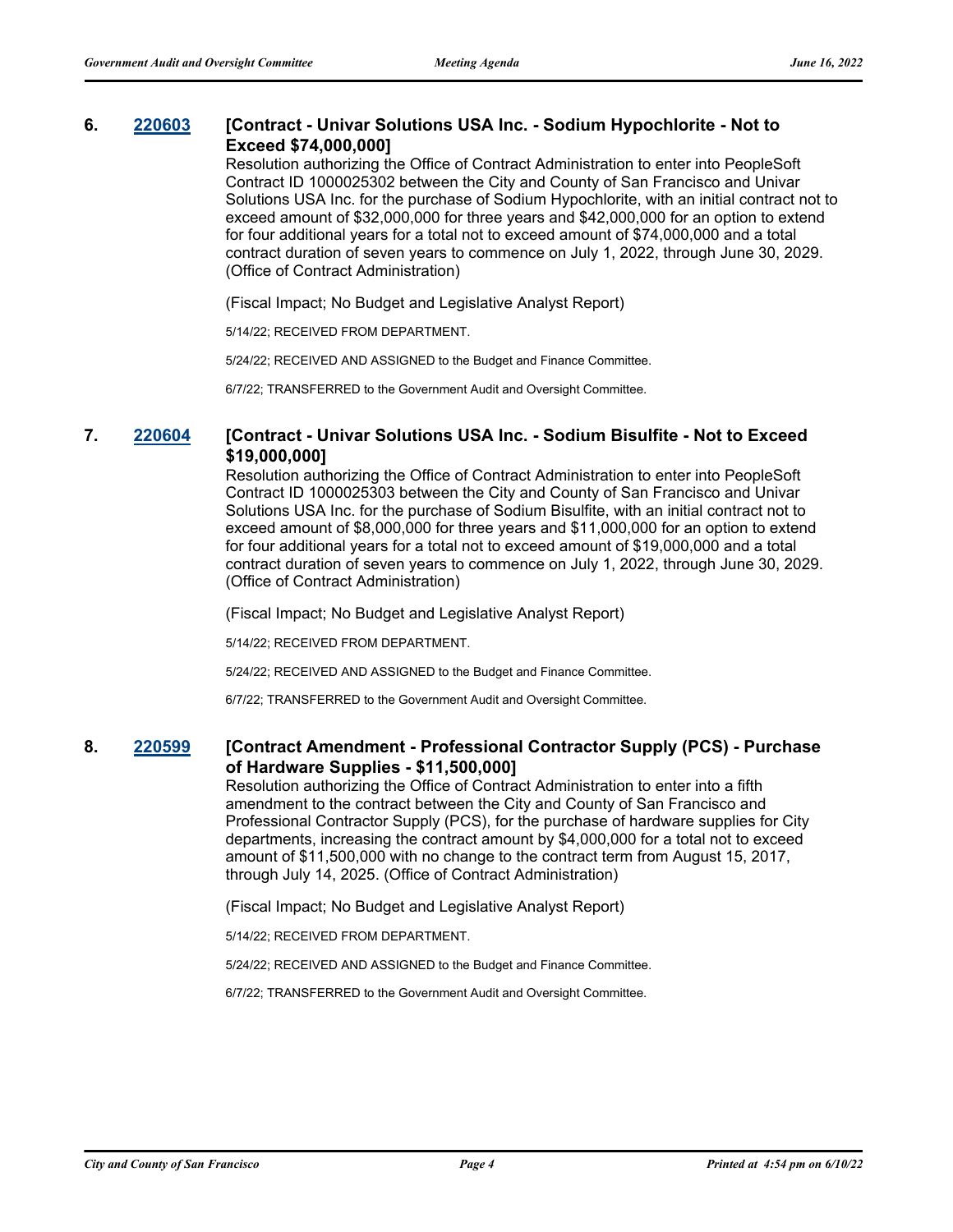### 6. 220603 [Contract - Univar Solutions USA Inc. - Sodium Hypochlorite - Not to Exceed $74,000,000]

Resolution authorizing the Office of Contract Administration to enter into PeopleSoft Contract ID 1000025302 between the City and County of San Francisco and Univar Solutions USA Inc. for the purchase of Sodium Hypochlorite, with an initial contract not to exceed amount of $32,000,000 for three years and $42,000,000 for an option to extend for four additional years for a total not to exceed amount of $74,000,000 and a total contract duration of seven years to commence on July 1, 2022, through June 30, 2029. (Office of Contract Administration)

(Fiscal Impact; No Budget and Legislative Analyst Report)

5/14/22; RECEIVED FROM DEPARTMENT.

5/24/22; RECEIVED AND ASSIGNED to the Budget and Finance Committee.

6/7/22; TRANSFERRED to the Government Audit and Oversight Committee.

### 7. 220604 [Contract - Univar Solutions USA Inc. - Sodium Bisulfite - Not to Exceed $19,000,000]

Resolution authorizing the Office of Contract Administration to enter into PeopleSoft Contract ID 1000025303 between the City and County of San Francisco and Univar Solutions USA Inc. for the purchase of Sodium Bisulfite, with an initial contract not to exceed amount of $8,000,000 for three years and $11,000,000 for an option to extend for four additional years for a total not to exceed amount of $19,000,000 and a total contract duration of seven years to commence on July 1, 2022, through June 30, 2029. (Office of Contract Administration)

(Fiscal Impact; No Budget and Legislative Analyst Report)

5/14/22; RECEIVED FROM DEPARTMENT.

5/24/22; RECEIVED AND ASSIGNED to the Budget and Finance Committee.

6/7/22; TRANSFERRED to the Government Audit and Oversight Committee.

### 8. 220599 [Contract Amendment - Professional Contractor Supply (PCS) - Purchase of Hardware Supplies - $11,500,000]

Resolution authorizing the Office of Contract Administration to enter into a fifth amendment to the contract between the City and County of San Francisco and Professional Contractor Supply (PCS), for the purchase of hardware supplies for City departments, increasing the contract amount by $4,000,000 for a total not to exceed amount of $11,500,000 with no change to the contract term from August 15, 2017, through July 14, 2025. (Office of Contract Administration)

(Fiscal Impact; No Budget and Legislative Analyst Report)

5/14/22; RECEIVED FROM DEPARTMENT.

5/24/22; RECEIVED AND ASSIGNED to the Budget and Finance Committee.

6/7/22; TRANSFERRED to the Government Audit and Oversight Committee.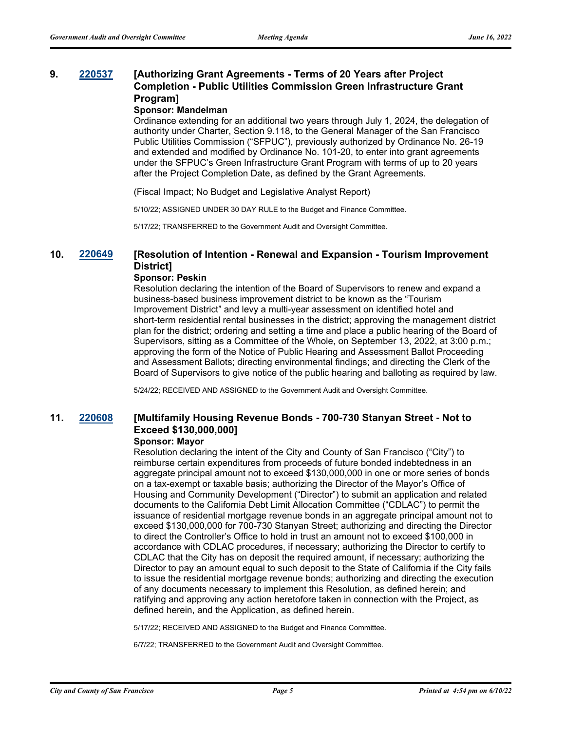**9. [220537](220537) [Authorizing Grant Agreements - Terms of 20 Years after Project Completion - Public Utilities Commission Green Infrastructure Grant Program]**

**Sponsor: Mandelman**

Ordinance extending for an additional two years through July 1, 2024, the delegation of authority under Charter, Section 9.118, to the General Manager of the San Francisco Public Utilities Commission ("SFPUC"), previously authorized by Ordinance No. 26-19 and extended and modified by Ordinance No. 101-20, to enter into grant agreements under the SFPUC's Green Infrastructure Grant Program with terms of up to 20 years after the Project Completion Date, as defined by the Grant Agreements.

(Fiscal Impact; No Budget and Legislative Analyst Report)

5/10/22; ASSIGNED UNDER 30 DAY RULE to the Budget and Finance Committee.

5/17/22; TRANSFERRED to the Government Audit and Oversight Committee.

**10. [220649](220649) [Resolution of Intention - Renewal and Expansion - Tourism Improvement District]**

**Sponsor: Peskin**

Resolution declaring the intention of the Board of Supervisors to renew and expand a business-based business improvement district to be known as the "Tourism Improvement District" and levy a multi-year assessment on identified hotel and short-term residential rental businesses in the district; approving the management district plan for the district; ordering and setting a time and place a public hearing of the Board of Supervisors, sitting as a Committee of the Whole, on September 13, 2022, at 3:00 p.m.; approving the form of the Notice of Public Hearing and Assessment Ballot Proceeding and Assessment Ballots; directing environmental findings; and directing the Clerk of the Board of Supervisors to give notice of the public hearing and balloting as required by law.

5/24/22; RECEIVED AND ASSIGNED to the Government Audit and Oversight Committee.

**11. [220608](220608) [Multifamily Housing Revenue Bonds - 700-730 Stanyan Street - Not to Exceed $130,000,000]**

**Sponsor: Mayor**

Resolution declaring the intent of the City and County of San Francisco ("City") to reimburse certain expenditures from proceeds of future bonded indebtedness in an aggregate principal amount not to exceed $130,000,000 in one or more series of bonds on a tax-exempt or taxable basis; authorizing the Director of the Mayor's Office of Housing and Community Development ("Director") to submit an application and related documents to the California Debt Limit Allocation Committee ("CDLAC") to permit the issuance of residential mortgage revenue bonds in an aggregate principal amount not to exceed $130,000,000 for 700-730 Stanyan Street; authorizing and directing the Director to direct the Controller's Office to hold in trust an amount not to exceed $100,000 in accordance with CDLAC procedures, if necessary; authorizing the Director to certify to CDLAC that the City has on deposit the required amount, if necessary; authorizing the Director to pay an amount equal to such deposit to the State of California if the City fails to issue the residential mortgage revenue bonds; authorizing and directing the execution of any documents necessary to implement this Resolution, as defined herein; and ratifying and approving any action heretofore taken in connection with the Project, as defined herein, and the Application, as defined herein.

5/17/22; RECEIVED AND ASSIGNED to the Budget and Finance Committee.

6/7/22; TRANSFERRED to the Government Audit and Oversight Committee.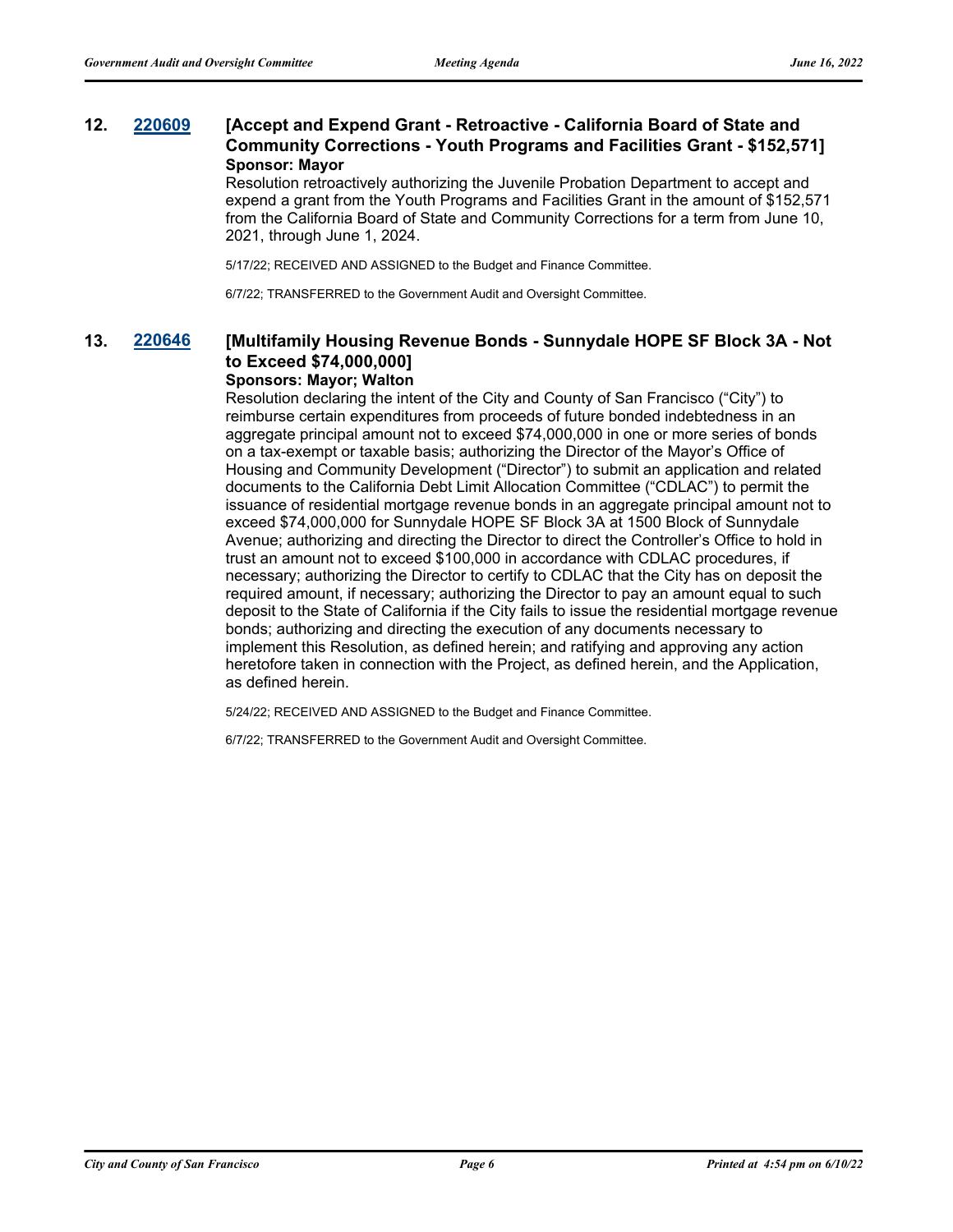**12. 220609 [Accept and Expend Grant - Retroactive - California Board of State and Community Corrections - Youth Programs and Facilities Grant - $152,571]**

**Sponsor: Mayor**

Resolution retroactively authorizing the Juvenile Probation Department to accept and expend a grant from the Youth Programs and Facilities Grant in the amount of $152,571 from the California Board of State and Community Corrections for a term from June 10, 2021, through June 1, 2024.

5/17/22; RECEIVED AND ASSIGNED to the Budget and Finance Committee.

6/7/22; TRANSFERRED to the Government Audit and Oversight Committee.

**13. 220646 [Multifamily Housing Revenue Bonds - Sunnydale HOPE SF Block 3A - Not to Exceed $74,000,000]**

**Sponsors: Mayor; Walton**

Resolution declaring the intent of the City and County of San Francisco ("City") to reimburse certain expenditures from proceeds of future bonded indebtedness in an aggregate principal amount not to exceed $74,000,000 in one or more series of bonds on a tax-exempt or taxable basis; authorizing the Director of the Mayor's Office of Housing and Community Development ("Director") to submit an application and related documents to the California Debt Limit Allocation Committee ("CDLAC") to permit the issuance of residential mortgage revenue bonds in an aggregate principal amount not to exceed $74,000,000 for Sunnydale HOPE SF Block 3A at 1500 Block of Sunnydale Avenue; authorizing and directing the Director to direct the Controller's Office to hold in trust an amount not to exceed $100,000 in accordance with CDLAC procedures, if necessary; authorizing the Director to certify to CDLAC that the City has on deposit the required amount, if necessary; authorizing the Director to pay an amount equal to such deposit to the State of California if the City fails to issue the residential mortgage revenue bonds; authorizing and directing the execution of any documents necessary to implement this Resolution, as defined herein; and ratifying and approving any action heretofore taken in connection with the Project, as defined herein, and the Application, as defined herein.

5/24/22; RECEIVED AND ASSIGNED to the Budget and Finance Committee.

6/7/22; TRANSFERRED to the Government Audit and Oversight Committee.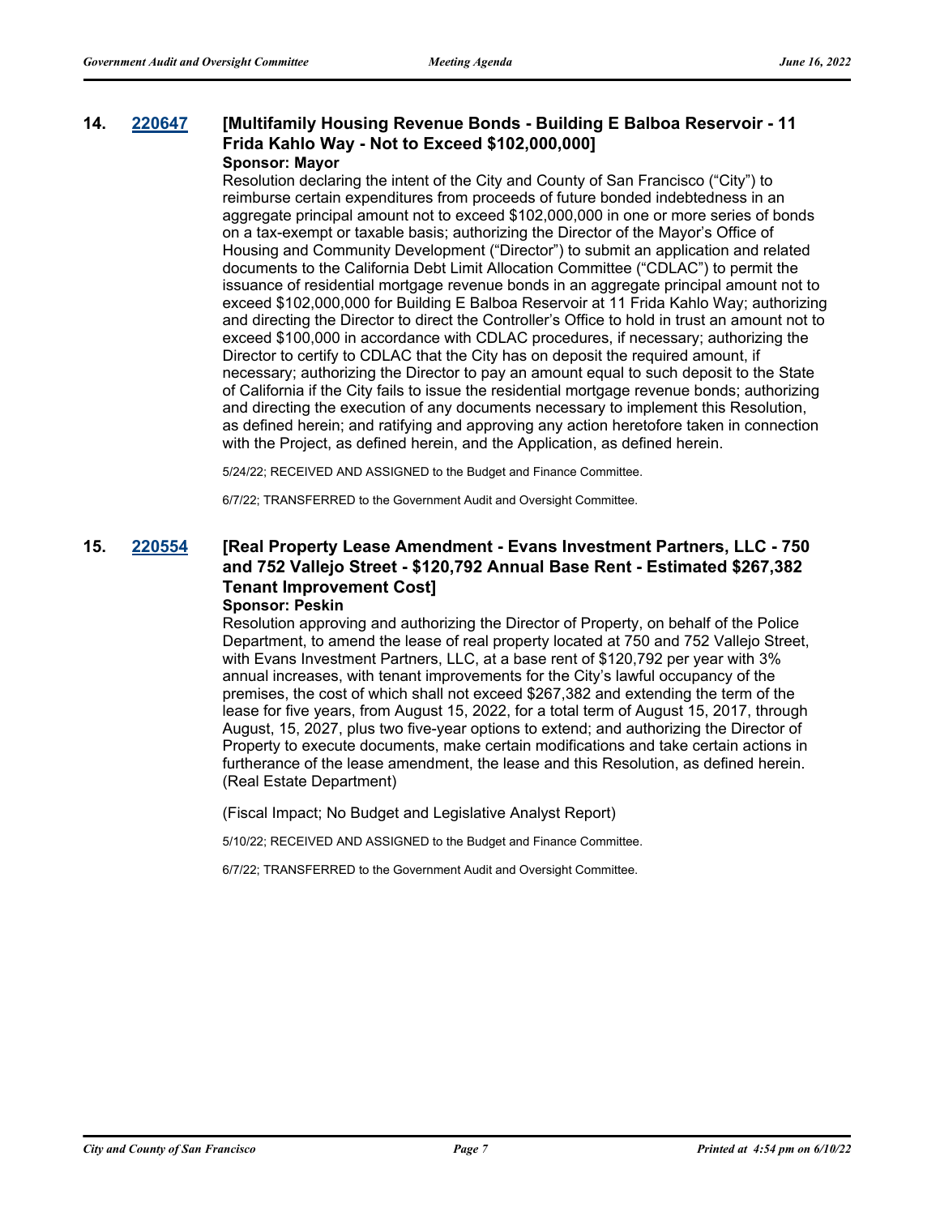## 14. 220647 [Multifamily Housing Revenue Bonds - Building E Balboa Reservoir - 11 Frida Kahlo Way - Not to Exceed $102,000,000]

**Sponsor: Mayor**

Resolution declaring the intent of the City and County of San Francisco ("City") to reimburse certain expenditures from proceeds of future bonded indebtedness in an aggregate principal amount not to exceed $102,000,000 in one or more series of bonds on a tax-exempt or taxable basis; authorizing the Director of the Mayor's Office of Housing and Community Development ("Director") to submit an application and related documents to the California Debt Limit Allocation Committee ("CDLAC") to permit the issuance of residential mortgage revenue bonds in an aggregate principal amount not to exceed $102,000,000 for Building E Balboa Reservoir at 11 Frida Kahlo Way; authorizing and directing the Director to direct the Controller's Office to hold in trust an amount not to exceed $100,000 in accordance with CDLAC procedures, if necessary; authorizing the Director to certify to CDLAC that the City has on deposit the required amount, if necessary; authorizing the Director to pay an amount equal to such deposit to the State of California if the City fails to issue the residential mortgage revenue bonds; authorizing and directing the execution of any documents necessary to implement this Resolution, as defined herein; and ratifying and approving any action heretofore taken in connection with the Project, as defined herein, and the Application, as defined herein.

5/24/22; RECEIVED AND ASSIGNED to the Budget and Finance Committee.

6/7/22; TRANSFERRED to the Government Audit and Oversight Committee.

## 15. 220554 [Real Property Lease Amendment - Evans Investment Partners, LLC - 750 and 752 Vallejo Street - $120,792 Annual Base Rent - Estimated $267,382 Tenant Improvement Cost]

**Sponsor: Peskin**

Resolution approving and authorizing the Director of Property, on behalf of the Police Department, to amend the lease of real property located at 750 and 752 Vallejo Street, with Evans Investment Partners, LLC, at a base rent of $120,792 per year with 3% annual increases, with tenant improvements for the City's lawful occupancy of the premises, the cost of which shall not exceed $267,382 and extending the term of the lease for five years, from August 15, 2022, for a total term of August 15, 2017, through August, 15, 2027, plus two five-year options to extend; and authorizing the Director of Property to execute documents, make certain modifications and take certain actions in furtherance of the lease amendment, the lease and this Resolution, as defined herein. (Real Estate Department)

(Fiscal Impact; No Budget and Legislative Analyst Report)

5/10/22; RECEIVED AND ASSIGNED to the Budget and Finance Committee.

6/7/22; TRANSFERRED to the Government Audit and Oversight Committee.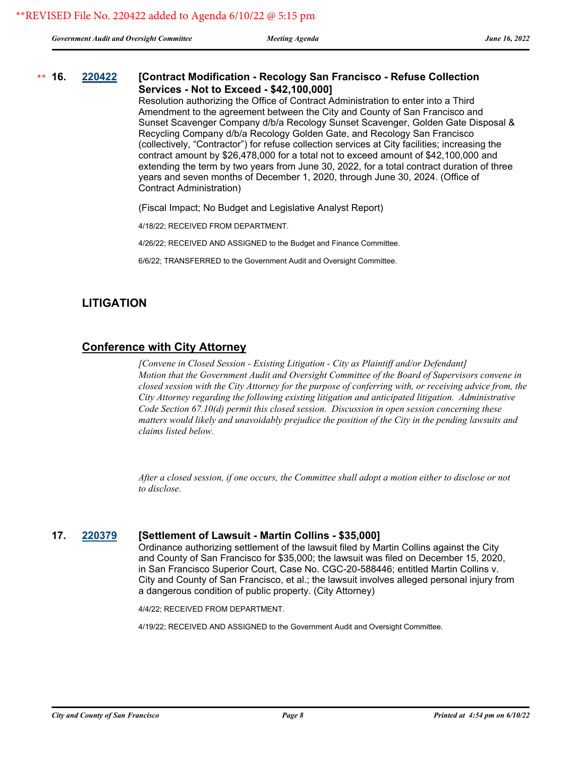**REVISED File No. 220422 added to Agenda 6/10/22 @ 5:15 pm

** **16. 220422 [Contract Modification - Recology San Francisco - Refuse Collection Services - Not to Exceed - $42,100,000]**

Resolution authorizing the Office of Contract Administration to enter into a Third Amendment to the agreement between the City and County of San Francisco and Sunset Scavenger Company d/b/a Recology Sunset Scavenger, Golden Gate Disposal & Recycling Company d/b/a Recology Golden Gate, and Recology San Francisco (collectively, "Contractor") for refuse collection services at City facilities; increasing the contract amount by $26,478,000 for a total not to exceed amount of $42,100,000 and extending the term by two years from June 30, 2022, for a total contract duration of three years and seven months of December 1, 2020, through June 30, 2024. (Office of Contract Administration)

(Fiscal Impact; No Budget and Legislative Analyst Report)

4/18/22; RECEIVED FROM DEPARTMENT.

4/26/22; RECEIVED AND ASSIGNED to the Budget and Finance Committee.

6/6/22; TRANSFERRED to the Government Audit and Oversight Committee.

## LITIGATION

## Conference with City Attorney

*[Convene in Closed Session - Existing Litigation - City as Plaintiff and/or Defendant] Motion that the Government Audit and Oversight Committee of the Board of Supervisors convene in closed session with the City Attorney for the purpose of conferring with, or receiving advice from, the City Attorney regarding the following existing litigation and anticipated litigation. Administrative Code Section 67.10(d) permit this closed session. Discussion in open session concerning these matters would likely and unavoidably prejudice the position of the City in the pending lawsuits and claims listed below.*

*After a closed session, if one occurs, the Committee shall adopt a motion either to disclose or not to disclose.*

**17. 220379 [Settlement of Lawsuit - Martin Collins - $35,000]**

Ordinance authorizing settlement of the lawsuit filed by Martin Collins against the City and County of San Francisco for $35,000; the lawsuit was filed on December 15, 2020, in San Francisco Superior Court, Case No. CGC-20-588446; entitled Martin Collins v. City and County of San Francisco, et al.; the lawsuit involves alleged personal injury from a dangerous condition of public property. (City Attorney)

4/4/22; RECEIVED FROM DEPARTMENT.

4/19/22; RECEIVED AND ASSIGNED to the Government Audit and Oversight Committee.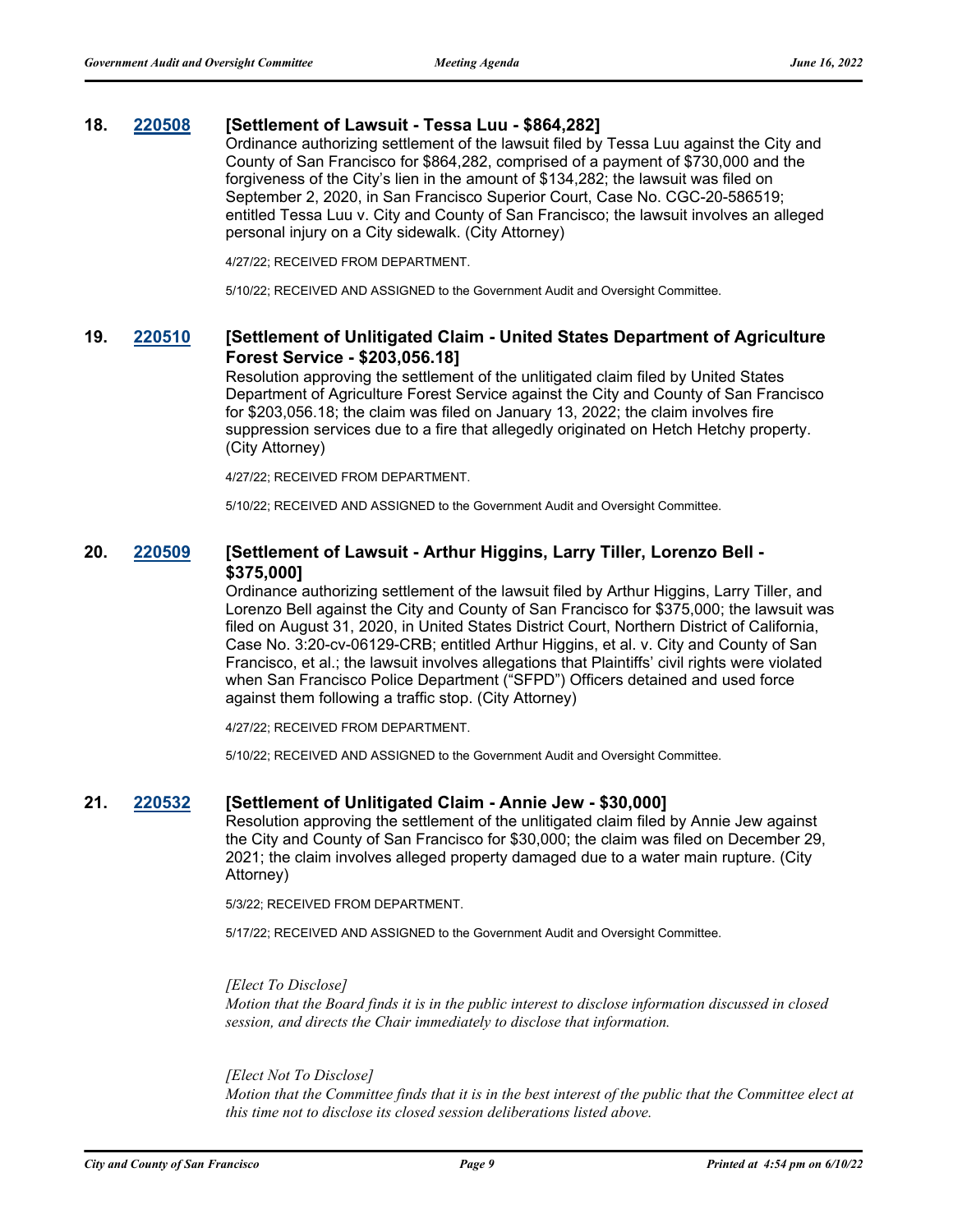**18. 220508 [Settlement of Lawsuit - Tessa Luu - $864,282]**

Ordinance authorizing settlement of the lawsuit filed by Tessa Luu against the City and County of San Francisco for $864,282, comprised of a payment of $730,000 and the forgiveness of the City's lien in the amount of $134,282; the lawsuit was filed on September 2, 2020, in San Francisco Superior Court, Case No. CGC-20-586519; entitled Tessa Luu v. City and County of San Francisco; the lawsuit involves an alleged personal injury on a City sidewalk. (City Attorney)

4/27/22; RECEIVED FROM DEPARTMENT.

5/10/22; RECEIVED AND ASSIGNED to the Government Audit and Oversight Committee.

**19. 220510 [Settlement of Unlitigated Claim - United States Department of Agriculture Forest Service - $203,056.18]**

Resolution approving the settlement of the unlitigated claim filed by United States Department of Agriculture Forest Service against the City and County of San Francisco for $203,056.18; the claim was filed on January 13, 2022; the claim involves fire suppression services due to a fire that allegedly originated on Hetch Hetchy property. (City Attorney)

4/27/22; RECEIVED FROM DEPARTMENT.

5/10/22; RECEIVED AND ASSIGNED to the Government Audit and Oversight Committee.

**20. 220509 [Settlement of Lawsuit - Arthur Higgins, Larry Tiller, Lorenzo Bell - $375,000]**

Ordinance authorizing settlement of the lawsuit filed by Arthur Higgins, Larry Tiller, and Lorenzo Bell against the City and County of San Francisco for $375,000; the lawsuit was filed on August 31, 2020, in United States District Court, Northern District of California, Case No. 3:20-cv-06129-CRB; entitled Arthur Higgins, et al. v. City and County of San Francisco, et al.; the lawsuit involves allegations that Plaintiffs' civil rights were violated when San Francisco Police Department ("SFPD") Officers detained and used force against them following a traffic stop. (City Attorney)

4/27/22; RECEIVED FROM DEPARTMENT.

5/10/22; RECEIVED AND ASSIGNED to the Government Audit and Oversight Committee.

**21. 220532 [Settlement of Unlitigated Claim - Annie Jew - $30,000]**

Resolution approving the settlement of the unlitigated claim filed by Annie Jew against the City and County of San Francisco for $30,000; the claim was filed on December 29, 2021; the claim involves alleged property damaged due to a water main rupture. (City Attorney)

5/3/22; RECEIVED FROM DEPARTMENT.

5/17/22; RECEIVED AND ASSIGNED to the Government Audit and Oversight Committee.

*[Elect To Disclose]*
*Motion that the Board finds it is in the public interest to disclose information discussed in closed session, and directs the Chair immediately to disclose that information.*

*[Elect Not To Disclose]*
*Motion that the Committee finds that it is in the best interest of the public that the Committee elect at this time not to disclose its closed session deliberations listed above.*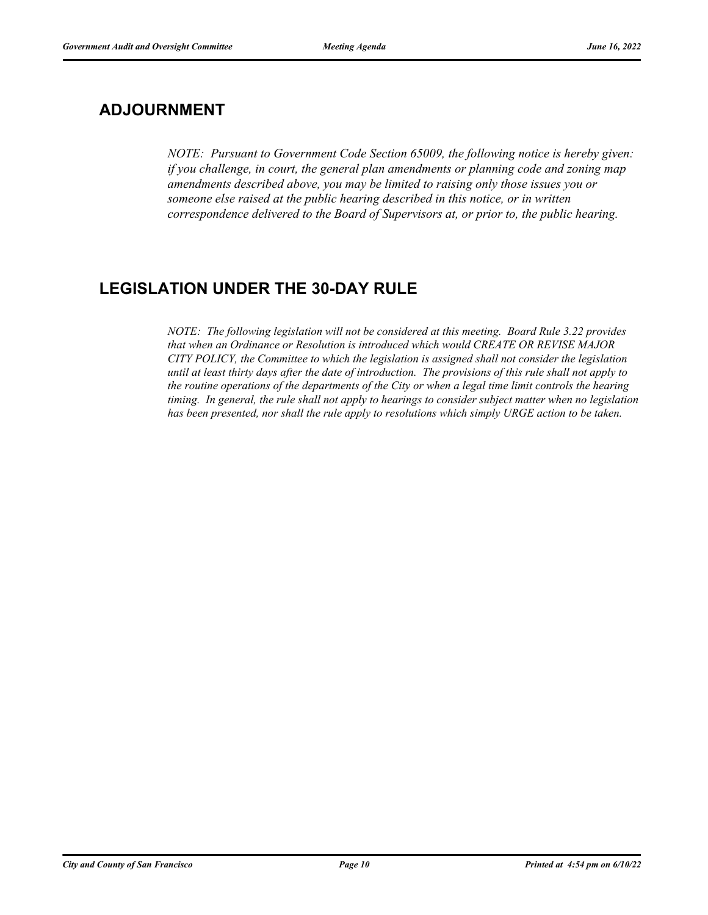## ADJOURNMENT

*NOTE: Pursuant to Government Code Section 65009, the following notice is hereby given: if you challenge, in court, the general plan amendments or planning code and zoning map amendments described above, you may be limited to raising only those issues you or someone else raised at the public hearing described in this notice, or in written correspondence delivered to the Board of Supervisors at, or prior to, the public hearing.*

## LEGISLATION UNDER THE 30-DAY RULE

*NOTE: The following legislation will not be considered at this meeting. Board Rule 3.22 provides that when an Ordinance or Resolution is introduced which would CREATE OR REVISE MAJOR CITY POLICY, the Committee to which the legislation is assigned shall not consider the legislation until at least thirty days after the date of introduction. The provisions of this rule shall not apply to the routine operations of the departments of the City or when a legal time limit controls the hearing timing. In general, the rule shall not apply to hearings to consider subject matter when no legislation has been presented, nor shall the rule apply to resolutions which simply URGE action to be taken.*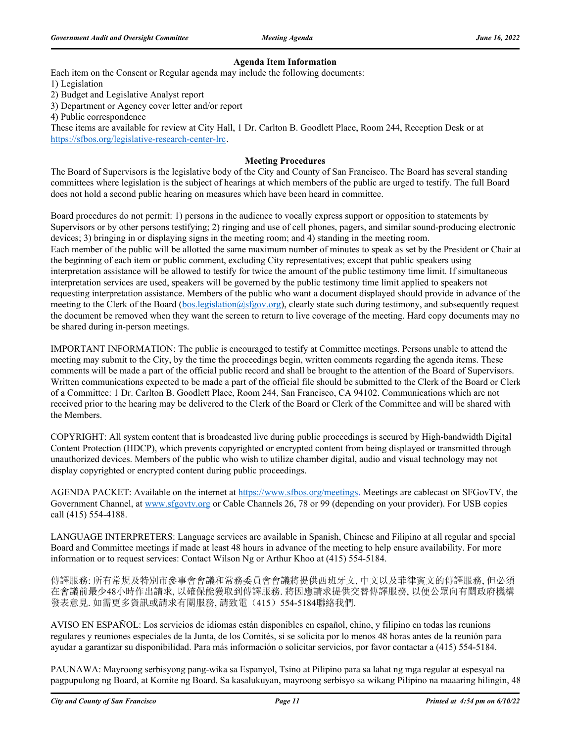### Agenda Item Information

Each item on the Consent or Regular agenda may include the following documents:
1) Legislation
2) Budget and Legislative Analyst report
3) Department or Agency cover letter and/or report
4) Public correspondence

These items are available for review at City Hall, 1 Dr. Carlton B. Goodlett Place, Room 244, Reception Desk or at https://sfbos.org/legislative-research-center-lrc.

### Meeting Procedures

The Board of Supervisors is the legislative body of the City and County of San Francisco. The Board has several standing committees where legislation is the subject of hearings at which members of the public are urged to testify. The full Board does not hold a second public hearing on measures which have been heard in committee.

Board procedures do not permit: 1) persons in the audience to vocally express support or opposition to statements by Supervisors or by other persons testifying; 2) ringing and use of cell phones, pagers, and similar sound-producing electronic devices; 3) bringing in or displaying signs in the meeting room; and 4) standing in the meeting room.
Each member of the public will be allotted the same maximum number of minutes to speak as set by the President or Chair at the beginning of each item or public comment, excluding City representatives; except that public speakers using interpretation assistance will be allowed to testify for twice the amount of the public testimony time limit. If simultaneous interpretation services are used, speakers will be governed by the public testimony time limit applied to speakers not requesting interpretation assistance. Members of the public who want a document displayed should provide in advance of the meeting to the Clerk of the Board (bos.legislation@sfgov.org), clearly state such during testimony, and subsequently request the document be removed when they want the screen to return to live coverage of the meeting. Hard copy documents may no be shared during in-person meetings.

IMPORTANT INFORMATION: The public is encouraged to testify at Committee meetings. Persons unable to attend the meeting may submit to the City, by the time the proceedings begin, written comments regarding the agenda items. These comments will be made a part of the official public record and shall be brought to the attention of the Board of Supervisors. Written communications expected to be made a part of the official file should be submitted to the Clerk of the Board or Clerk of a Committee: 1 Dr. Carlton B. Goodlett Place, Room 244, San Francisco, CA 94102. Communications which are not received prior to the hearing may be delivered to the Clerk of the Board or Clerk of the Committee and will be shared with the Members.

COPYRIGHT: All system content that is broadcasted live during public proceedings is secured by High-bandwidth Digital Content Protection (HDCP), which prevents copyrighted or encrypted content from being displayed or transmitted through unauthorized devices. Members of the public who wish to utilize chamber digital, audio and visual technology may not display copyrighted or encrypted content during public proceedings.

AGENDA PACKET: Available on the internet at https://www.sfbos.org/meetings. Meetings are cablecast on SFGovTV, the Government Channel, at www.sfgovtv.org or Cable Channels 26, 78 or 99 (depending on your provider). For USB copies call (415) 554-4188.

LANGUAGE INTERPRETERS: Language services are available in Spanish, Chinese and Filipino at all regular and special Board and Committee meetings if made at least 48 hours in advance of the meeting to help ensure availability. For more information or to request services: Contact Wilson Ng or Arthur Khoo at (415) 554-5184.

傳譯服務: 所有常規及特別市參事會會議和常務委員會會議將提供西班牙文, 中文以及菲律賓文的傳譯服務, 但必須在會議前最少48小時作出請求, 以確保能獲取到傳譯服務. 將因應請求提供交替傳譯服務, 以便公眾向有關政府機構發表意見. 如需更多資訊或請求有關服務, 請致電（415）554-5184聯絡我們.

AVISO EN ESPAÑOL: Los servicios de idiomas están disponibles en español, chino, y filipino en todas las reunions regulares y reuniones especiales de la Junta, de los Comités, si se solicita por lo menos 48 horas antes de la reunión para ayudar a garantizar su disponibilidad. Para más información o solicitar servicios, por favor contactar a (415) 554-5184.

PAUNAWA: Mayroong serbisyong pang-wika sa Espanyol, Tsino at Pilipino para sa lahat ng mga regular at espesyal na pagpupulong ng Board, at Komite ng Board. Sa kasalukuyan, mayroong serbisyo sa wikang Pilipino na maaaring hilingin, 48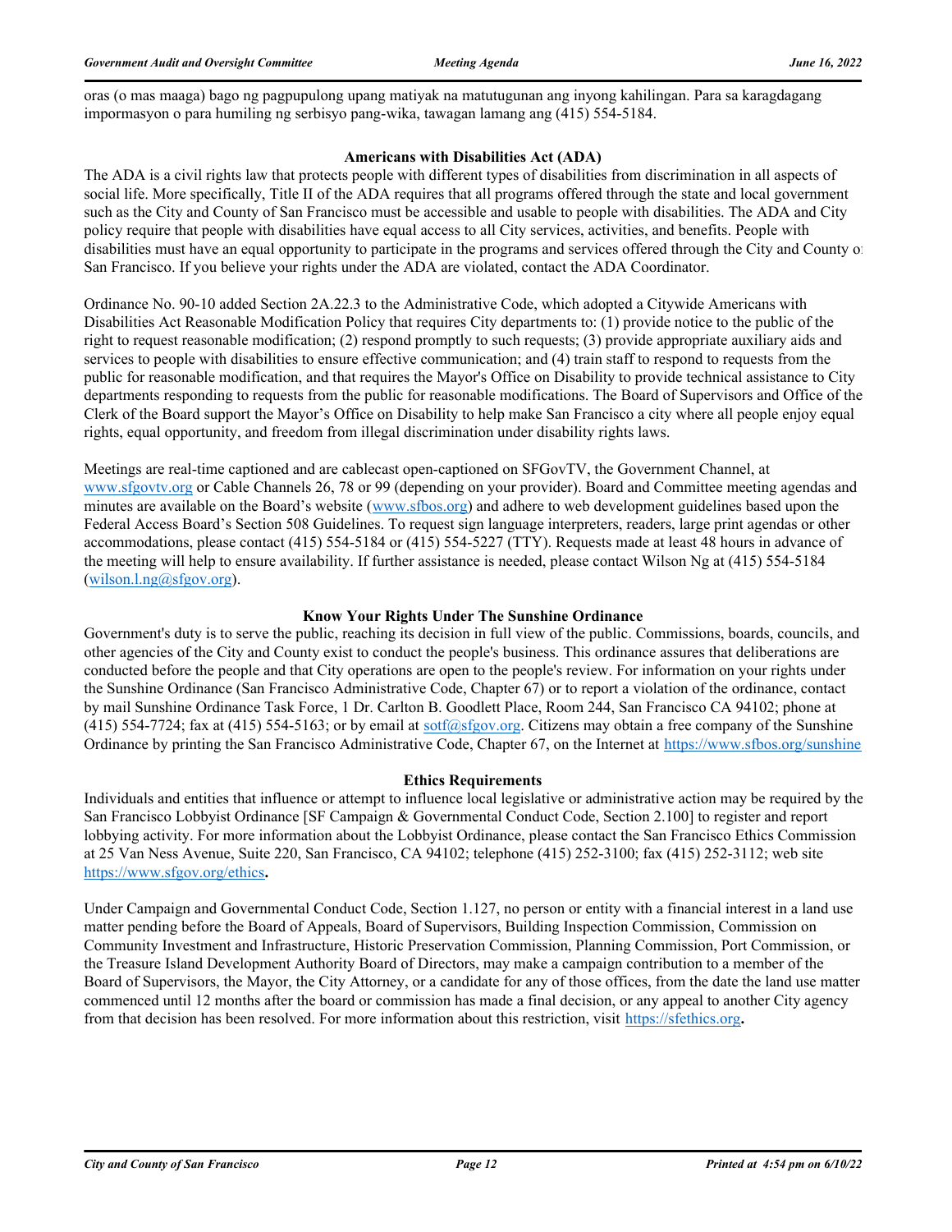oras (o mas maaga) bago ng pagpupulong upang matiyak na matutugunan ang inyong kahilingan. Para sa karagdagang impormasyon o para humiling ng serbisyo pang-wika, tawagan lamang ang (415) 554-5184.

### Americans with Disabilities Act (ADA)

The ADA is a civil rights law that protects people with different types of disabilities from discrimination in all aspects of social life. More specifically, Title II of the ADA requires that all programs offered through the state and local government such as the City and County of San Francisco must be accessible and usable to people with disabilities. The ADA and City policy require that people with disabilities have equal access to all City services, activities, and benefits. People with disabilities must have an equal opportunity to participate in the programs and services offered through the City and County of San Francisco. If you believe your rights under the ADA are violated, contact the ADA Coordinator.

Ordinance No. 90-10 added Section 2A.22.3 to the Administrative Code, which adopted a Citywide Americans with Disabilities Act Reasonable Modification Policy that requires City departments to: (1) provide notice to the public of the right to request reasonable modification; (2) respond promptly to such requests; (3) provide appropriate auxiliary aids and services to people with disabilities to ensure effective communication; and (4) train staff to respond to requests from the public for reasonable modification, and that requires the Mayor's Office on Disability to provide technical assistance to City departments responding to requests from the public for reasonable modifications. The Board of Supervisors and Office of the Clerk of the Board support the Mayor's Office on Disability to help make San Francisco a city where all people enjoy equal rights, equal opportunity, and freedom from illegal discrimination under disability rights laws.

Meetings are real-time captioned and are cablecast open-captioned on SFGovTV, the Government Channel, at www.sfgovtv.org or Cable Channels 26, 78 or 99 (depending on your provider). Board and Committee meeting agendas and minutes are available on the Board's website (www.sfbos.org) and adhere to web development guidelines based upon the Federal Access Board's Section 508 Guidelines. To request sign language interpreters, readers, large print agendas or other accommodations, please contact (415) 554-5184 or (415) 554-5227 (TTY). Requests made at least 48 hours in advance of the meeting will help to ensure availability. If further assistance is needed, please contact Wilson Ng at (415) 554-5184 (wilson.l.ng@sfgov.org).

### Know Your Rights Under The Sunshine Ordinance

Government's duty is to serve the public, reaching its decision in full view of the public. Commissions, boards, councils, and other agencies of the City and County exist to conduct the people's business. This ordinance assures that deliberations are conducted before the people and that City operations are open to the people's review. For information on your rights under the Sunshine Ordinance (San Francisco Administrative Code, Chapter 67) or to report a violation of the ordinance, contact by mail Sunshine Ordinance Task Force, 1 Dr. Carlton B. Goodlett Place, Room 244, San Francisco CA 94102; phone at (415) 554-7724; fax at (415) 554-5163; or by email at sotf@sfgov.org. Citizens may obtain a free company of the Sunshine Ordinance by printing the San Francisco Administrative Code, Chapter 67, on the Internet at https://www.sfbos.org/sunshine

### Ethics Requirements

Individuals and entities that influence or attempt to influence local legislative or administrative action may be required by the San Francisco Lobbyist Ordinance [SF Campaign & Governmental Conduct Code, Section 2.100] to register and report lobbying activity. For more information about the Lobbyist Ordinance, please contact the San Francisco Ethics Commission at 25 Van Ness Avenue, Suite 220, San Francisco, CA 94102; telephone (415) 252-3100; fax (415) 252-3112; web site https://www.sfgov.org/ethics**.**

Under Campaign and Governmental Conduct Code, Section 1.127, no person or entity with a financial interest in a land use matter pending before the Board of Appeals, Board of Supervisors, Building Inspection Commission, Commission on Community Investment and Infrastructure, Historic Preservation Commission, Planning Commission, Port Commission, or the Treasure Island Development Authority Board of Directors, may make a campaign contribution to a member of the Board of Supervisors, the Mayor, the City Attorney, or a candidate for any of those offices, from the date the land use matter commenced until 12 months after the board or commission has made a final decision, or any appeal to another City agency from that decision has been resolved. For more information about this restriction, visit https://sfethics.org**.**